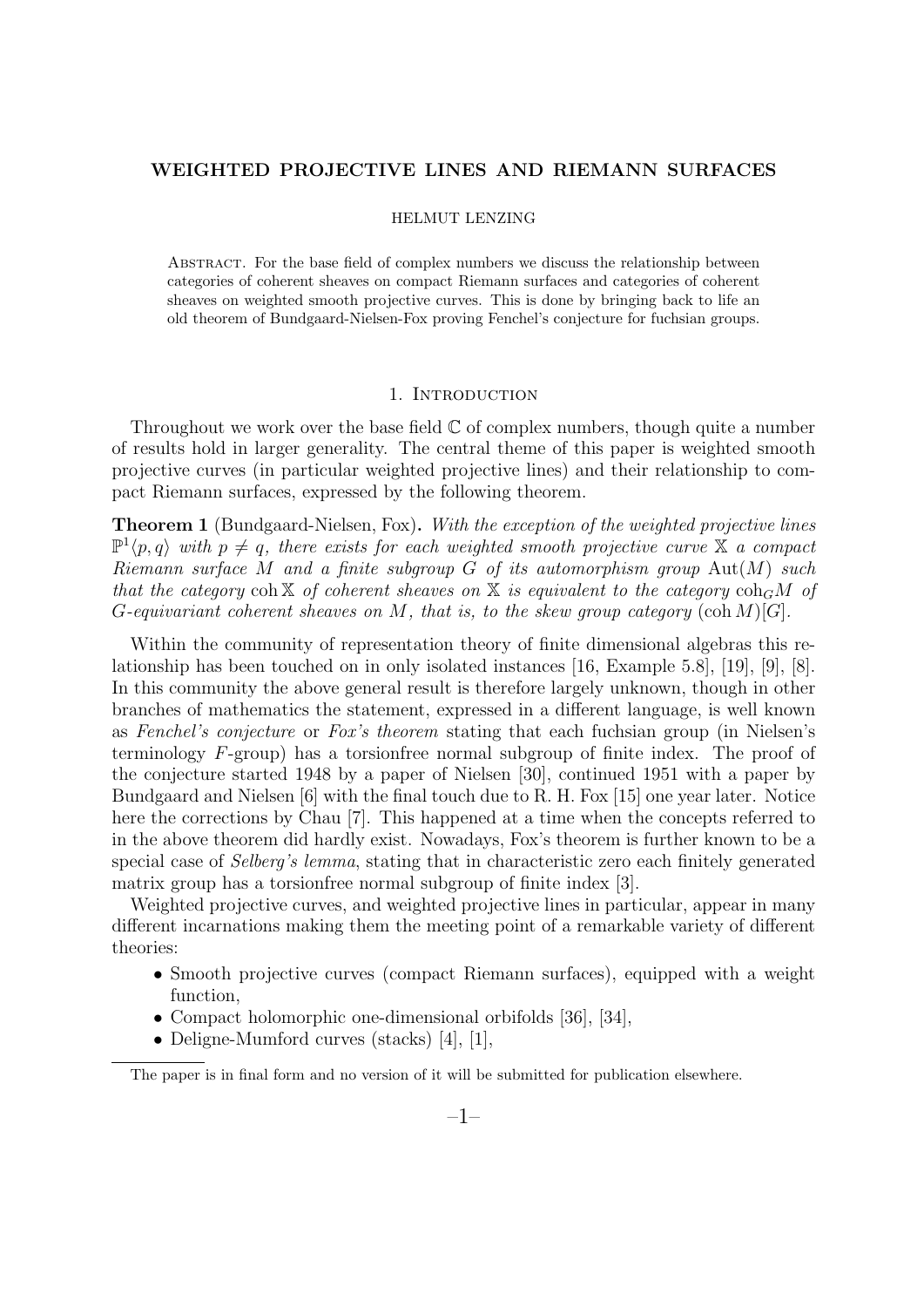# WEIGHTED PROJECTIVE LINES AND RIEMANN SURFACES

HELMUT LENZING

Abstract. For the base field of complex numbers we discuss the relationship between categories of coherent sheaves on compact Riemann surfaces and categories of coherent sheaves on weighted smooth projective curves. This is done by bringing back to life an old theorem of Bundgaard-Nielsen-Fox proving Fenchel's conjecture for fuchsian groups.

## 1. Introduction

Throughout we work over the base field $\mathbb{C}$ of complex numbers, though quite a number of results hold in larger generality. The central theme of this paper is weighted smooth projective curves (in particular weighted projective lines) and their relationship to compact Riemann surfaces, expressed by the following theorem.

**Theorem 1** (Bundgaard-Nielsen, Fox). *With the exception of the weighted projective lines $\mathbb{P}^1\langle p, q\rangle$ with $p \neq q$, there exists for each weighted smooth projective curve $\mathbb{X}$ a compact Riemann surface $M$ and a finite subgroup $G$ of its automorphism group $\mathrm{Aut}(M)$ such that the category $\mathrm{coh}\,\mathbb{X}$ of coherent sheaves on $\mathbb{X}$ is equivalent to the category $\mathrm{coh}_G M$ of $G$-equivariant coherent sheaves on $M$, that is, to the skew group category $(\mathrm{coh}\, M)[G]$.*

Within the community of representation theory of finite dimensional algebras this relationship has been touched on in only isolated instances [16, Example 5.8], [19], [9], [8]. In this community the above general result is therefore largely unknown, though in other branches of mathematics the statement, expressed in a different language, is well known as *Fenchel's conjecture* or *Fox's theorem* stating that each fuchsian group (in Nielsen's terminology $F$-group) has a torsionfree normal subgroup of finite index. The proof of the conjecture started 1948 by a paper of Nielsen [30], continued 1951 with a paper by Bundgaard and Nielsen [6] with the final touch due to R. H. Fox [15] one year later. Notice here the corrections by Chau [7]. This happened at a time when the concepts referred to in the above theorem did hardly exist. Nowadays, Fox's theorem is further known to be a special case of *Selberg's lemma*, stating that in characteristic zero each finitely generated matrix group has a torsionfree normal subgroup of finite index [3].

Weighted projective curves, and weighted projective lines in particular, appear in many different incarnations making them the meeting point of a remarkable variety of different theories:

- Smooth projective curves (compact Riemann surfaces), equipped with a weight function,
- Compact holomorphic one-dimensional orbifolds [36], [34],
- Deligne-Mumford curves (stacks) [4], [1],

The paper is in final form and no version of it will be submitted for publication elsewhere.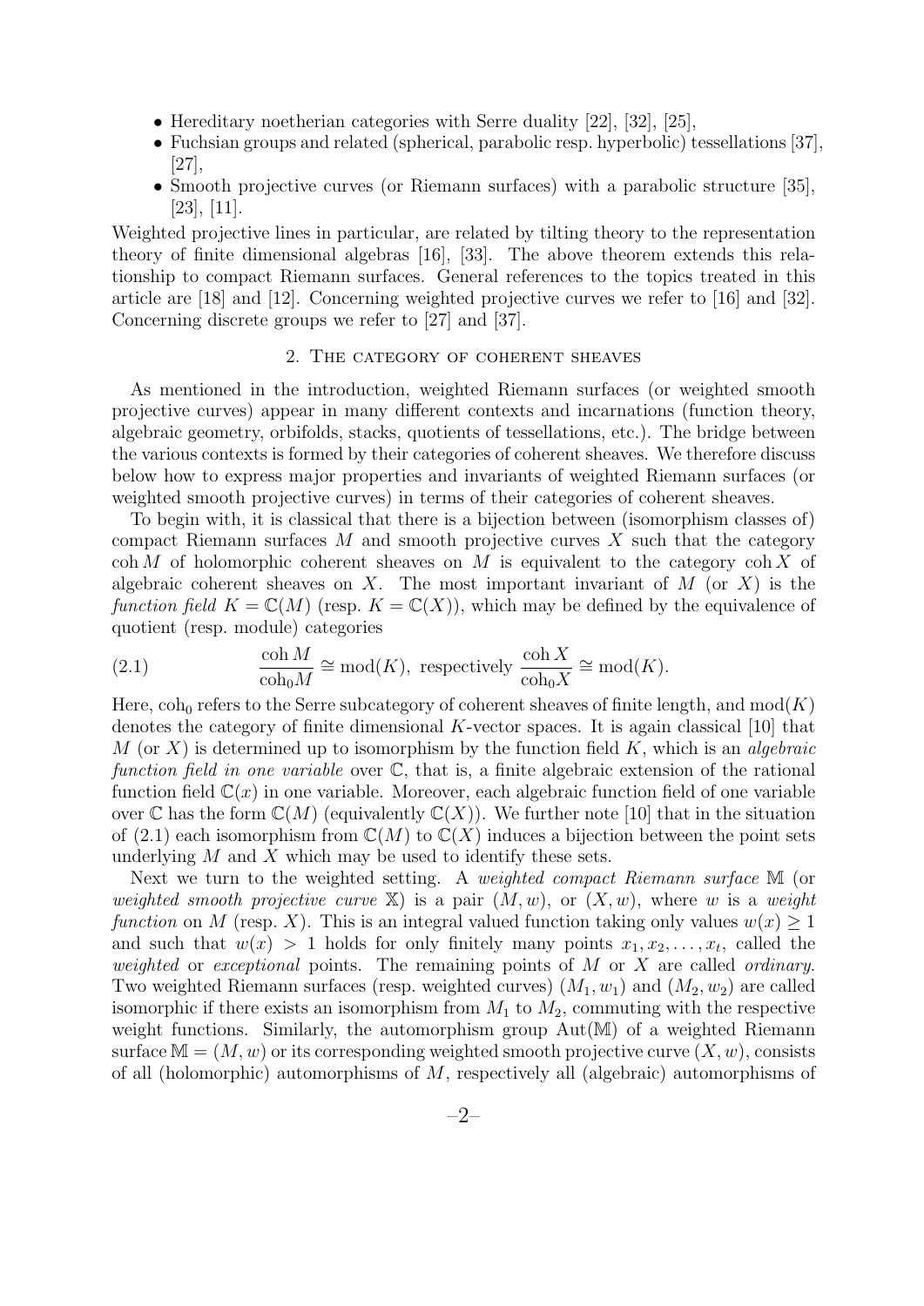- Hereditary noetherian categories with Serre duality [22], [32], [25],
- Fuchsian groups and related (spherical, parabolic resp. hyperbolic) tessellations [37], [27],
- Smooth projective curves (or Riemann surfaces) with a parabolic structure [35], [23], [11].

Weighted projective lines in particular, are related by tilting theory to the representation theory of finite dimensional algebras [16], [33]. The above theorem extends this relationship to compact Riemann surfaces. General references to the topics treated in this article are [18] and [12]. Concerning weighted projective curves we refer to [16] and [32]. Concerning discrete groups we refer to [27] and [37].

## 2. The category of coherent sheaves

As mentioned in the introduction, weighted Riemann surfaces (or weighted smooth projective curves) appear in many different contexts and incarnations (function theory, algebraic geometry, orbifolds, stacks, quotients of tessellations, etc.). The bridge between the various contexts is formed by their categories of coherent sheaves. We therefore discuss below how to express major properties and invariants of weighted Riemann surfaces (or weighted smooth projective curves) in terms of their categories of coherent sheaves.

To begin with, it is classical that there is a bijection between (isomorphism classes of) compact Riemann surfaces $M$ and smooth projective curves $X$ such that the category $\operatorname{coh} M$ of holomorphic coherent sheaves on $M$ is equivalent to the category $\operatorname{coh} X$ of algebraic coherent sheaves on $X$. The most important invariant of $M$ (or $X$) is the *function field* $K = \mathbb{C}(M)$ (resp. $K = \mathbb{C}(X)$), which may be defined by the equivalence of quotient (resp. module) categories

$$\frac{\operatorname{coh} M}{\operatorname{coh}_0 M} \cong \operatorname{mod}(K), \text{ respectively } \frac{\operatorname{coh} X}{\operatorname{coh}_0 X} \cong \operatorname{mod}(K). \tag{2.1}$$

Here, $\operatorname{coh}_0$ refers to the Serre subcategory of coherent sheaves of finite length, and $\operatorname{mod}(K)$ denotes the category of finite dimensional $K$-vector spaces. It is again classical [10] that $M$ (or $X$) is determined up to isomorphism by the function field $K$, which is an *algebraic function field in one variable* over $\mathbb{C}$, that is, a finite algebraic extension of the rational function field $\mathbb{C}(x)$ in one variable. Moreover, each algebraic function field of one variable over $\mathbb{C}$ has the form $\mathbb{C}(M)$ (equivalently $\mathbb{C}(X)$). We further note [10] that in the situation of (2.1) each isomorphism from $\mathbb{C}(M)$ to $\mathbb{C}(X)$ induces a bijection between the point sets underlying $M$ and $X$ which may be used to identify these sets.

Next we turn to the weighted setting. A *weighted compact Riemann surface* $\mathbb{M}$ (or *weighted smooth projective curve* $\mathbb{X}$) is a pair $(M, w)$, or $(X, w)$, where $w$ is a *weight function* on $M$ (resp. $X$). This is an integral valued function taking only values $w(x) \geq 1$ and such that $w(x) > 1$ holds for only finitely many points $x_1, x_2, \ldots, x_t$, called the *weighted* or *exceptional* points. The remaining points of $M$ or $X$ are called *ordinary*. Two weighted Riemann surfaces (resp. weighted curves) $(M_1, w_1)$ and $(M_2, w_2)$ are called isomorphic if there exists an isomorphism from $M_1$ to $M_2$, commuting with the respective weight functions. Similarly, the automorphism group $\operatorname{Aut}(\mathbb{M})$ of a weighted Riemann surface $\mathbb{M} = (M, w)$ or its corresponding weighted smooth projective curve $(X, w)$, consists of all (holomorphic) automorphisms of $M$, respectively all (algebraic) automorphisms of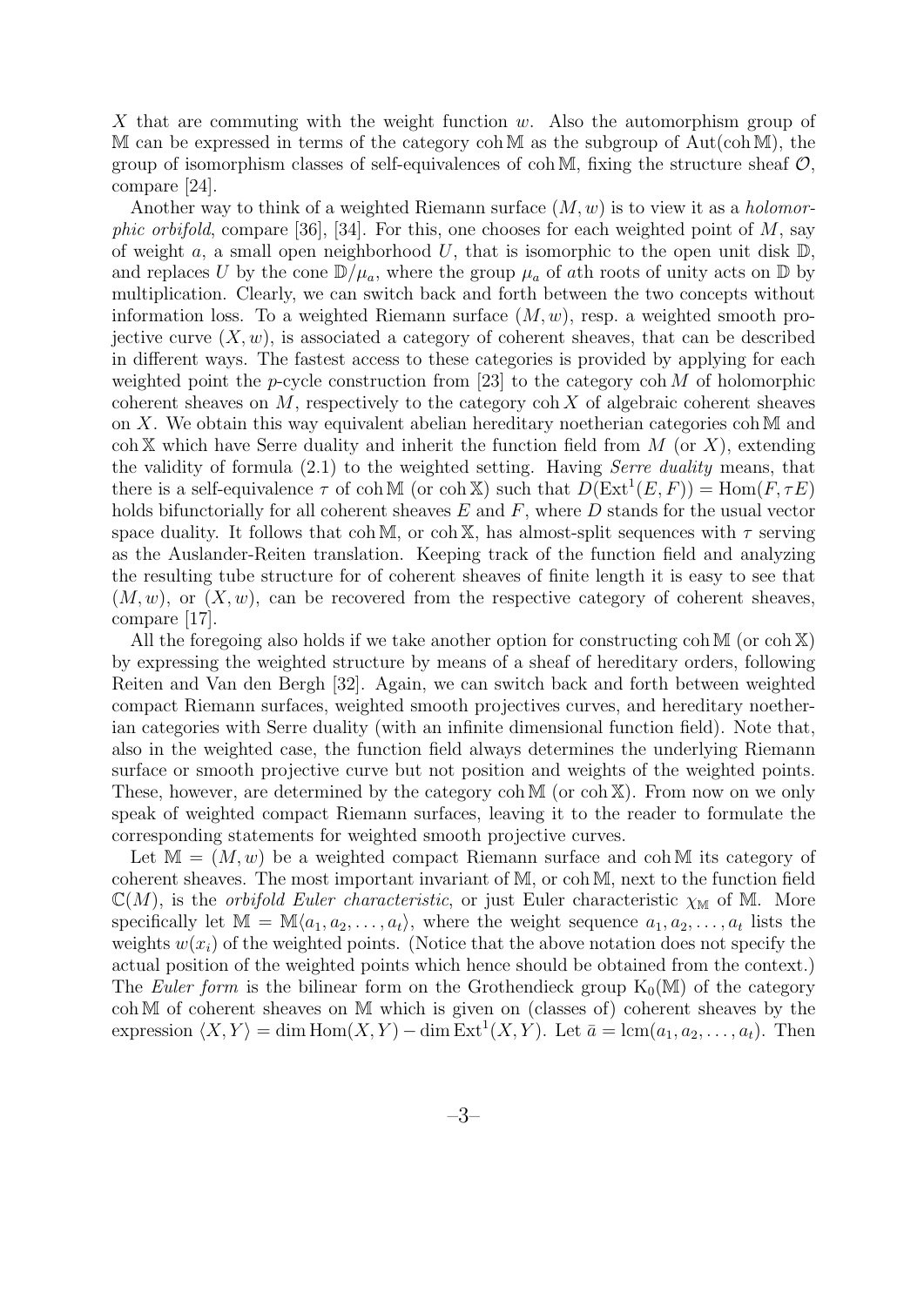$X$ that are commuting with the weight function $w$. Also the automorphism group of $\mathbb{M}$ can be expressed in terms of the category $\operatorname{coh}\mathbb{M}$ as the subgroup of $\operatorname{Aut}(\operatorname{coh}\mathbb{M})$, the group of isomorphism classes of self-equivalences of $\operatorname{coh}\mathbb{M}$, fixing the structure sheaf $\mathcal{O}$, compare [24].

Another way to think of a weighted Riemann surface $(M, w)$ is to view it as a *holomorphic orbifold*, compare [36], [34]. For this, one chooses for each weighted point of $M$, say of weight $a$, a small open neighborhood $U$, that is isomorphic to the open unit disk $\mathbb{D}$, and replaces $U$ by the cone $\mathbb{D}/\mu_a$, where the group $\mu_a$ of $a$th roots of unity acts on $\mathbb{D}$ by multiplication. Clearly, we can switch back and forth between the two concepts without information loss. To a weighted Riemann surface $(M, w)$, resp. a weighted smooth projective curve $(X, w)$, is associated a category of coherent sheaves, that can be described in different ways. The fastest access to these categories is provided by applying for each weighted point the $p$-cycle construction from [23] to the category $\operatorname{coh} M$ of holomorphic coherent sheaves on $M$, respectively to the category $\operatorname{coh} X$ of algebraic coherent sheaves on $X$. We obtain this way equivalent abelian hereditary noetherian categories $\operatorname{coh}\mathbb{M}$ and $\operatorname{coh}\mathbb{X}$ which have Serre duality and inherit the function field from $M$ (or $X$), extending the validity of formula (2.1) to the weighted setting. Having *Serre duality* means, that there is a self-equivalence $\tau$ of $\operatorname{coh}\mathbb{M}$ (or $\operatorname{coh}\mathbb{X}$) such that $D(\operatorname{Ext}^1(E, F)) = \operatorname{Hom}(F, \tau E)$ holds bifunctorially for all coherent sheaves $E$ and $F$, where $D$ stands for the usual vector space duality. It follows that $\operatorname{coh}\mathbb{M}$, or $\operatorname{coh}\mathbb{X}$, has almost-split sequences with $\tau$ serving as the Auslander-Reiten translation. Keeping track of the function field and analyzing the resulting tube structure for of coherent sheaves of finite length it is easy to see that $(M, w)$, or $(X, w)$, can be recovered from the respective category of coherent sheaves, compare [17].

All the foregoing also holds if we take another option for constructing $\operatorname{coh}\mathbb{M}$ (or $\operatorname{coh}\mathbb{X}$) by expressing the weighted structure by means of a sheaf of hereditary orders, following Reiten and Van den Bergh [32]. Again, we can switch back and forth between weighted compact Riemann surfaces, weighted smooth projectives curves, and hereditary noetherian categories with Serre duality (with an infinite dimensional function field). Note that, also in the weighted case, the function field always determines the underlying Riemann surface or smooth projective curve but not position and weights of the weighted points. These, however, are determined by the category $\operatorname{coh}\mathbb{M}$ (or $\operatorname{coh}\mathbb{X}$). From now on we only speak of weighted compact Riemann surfaces, leaving it to the reader to formulate the corresponding statements for weighted smooth projective curves.

Let $\mathbb{M} = (M, w)$ be a weighted compact Riemann surface and $\operatorname{coh}\mathbb{M}$ its category of coherent sheaves. The most important invariant of $\mathbb{M}$, or $\operatorname{coh}\mathbb{M}$, next to the function field $\mathbb{C}(M)$, is the *orbifold Euler characteristic*, or just Euler characteristic $\chi_{\mathbb{M}}$ of $\mathbb{M}$. More specifically let $\mathbb{M} = \mathbb{M}\langle a_1, a_2, \ldots, a_t\rangle$, where the weight sequence $a_1, a_2, \ldots, a_t$ lists the weights $w(x_i)$ of the weighted points. (Notice that the above notation does not specify the actual position of the weighted points which hence should be obtained from the context.) The *Euler form* is the bilinear form on the Grothendieck group $\mathrm{K}_0(\mathbb{M})$ of the category $\operatorname{coh}\mathbb{M}$ of coherent sheaves on $\mathbb{M}$ which is given on (classes of) coherent sheaves by the expression $\langle X, Y\rangle = \dim\operatorname{Hom}(X, Y) - \dim\operatorname{Ext}^1(X, Y)$. Let $\bar{a} = \operatorname{lcm}(a_1, a_2, \ldots, a_t)$. Then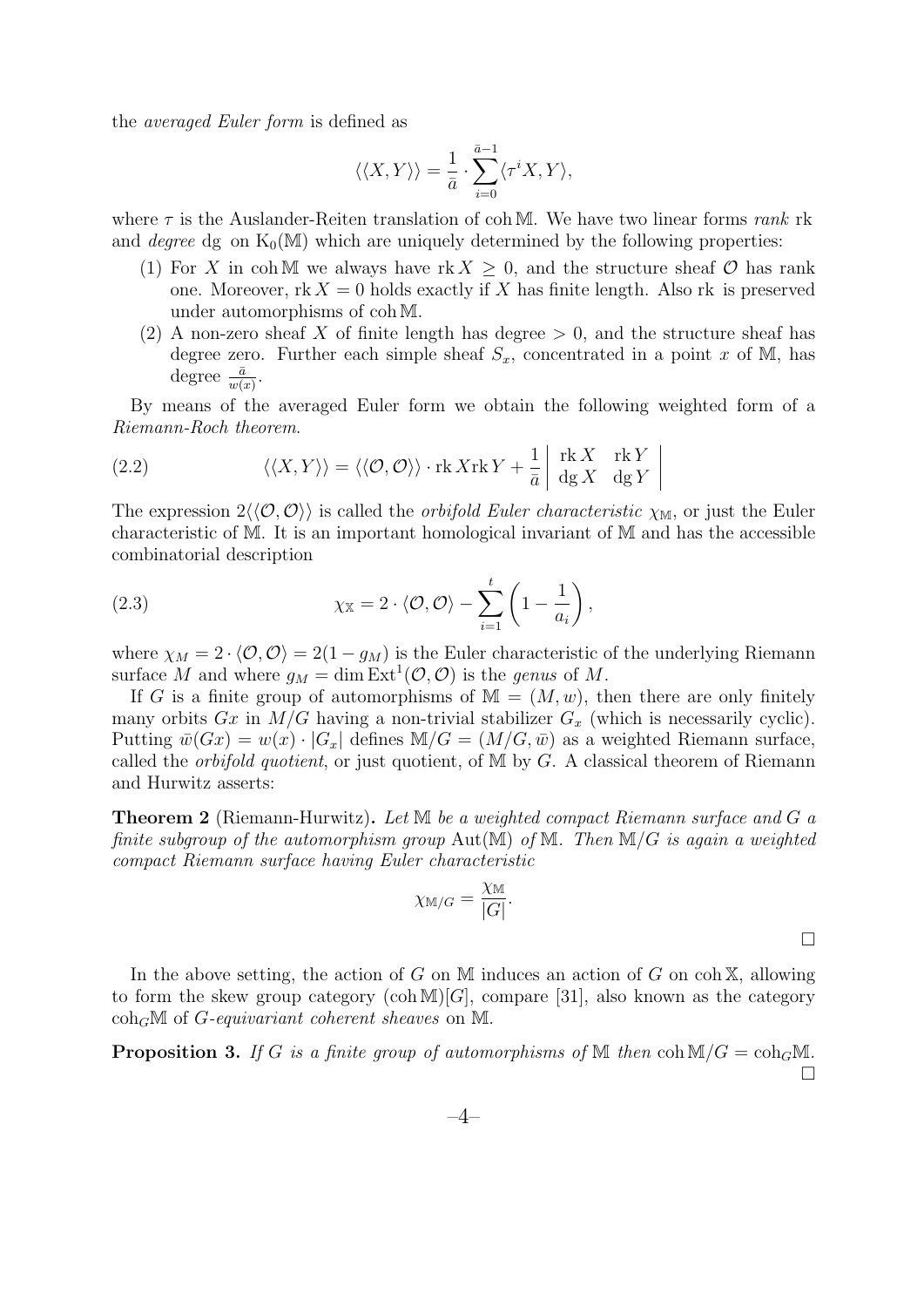the *averaged Euler form* is defined as

$$\langle\langle X, Y\rangle\rangle = \frac{1}{\bar{a}} \cdot \sum_{i=0}^{\bar{a}-1} \langle \tau^i X, Y\rangle,$$

where $\tau$ is the Auslander-Reiten translation of $\operatorname{coh}\mathbb{M}$. We have two linear forms *rank* rk and *degree* dg on $\mathrm{K}_0(\mathbb{M})$ which are uniquely determined by the following properties:

1. For $X$ in $\operatorname{coh}\mathbb{M}$ we always have $\operatorname{rk} X \geq 0$, and the structure sheaf $\mathcal{O}$ has rank one. Moreover, $\operatorname{rk} X = 0$ holds exactly if $X$ has finite length. Also rk is preserved under automorphisms of $\operatorname{coh}\mathbb{M}$.
2. A non-zero sheaf $X$ of finite length has degree $> 0$, and the structure sheaf has degree zero. Further each simple sheaf $S_x$, concentrated in a point $x$ of $\mathbb{M}$, has degree $\frac{\bar{a}}{w(x)}$.

By means of the averaged Euler form we obtain the following weighted form of a *Riemann-Roch theorem*.

$$\langle\langle X, Y\rangle\rangle = \langle\langle \mathcal{O}, \mathcal{O}\rangle\rangle \cdot \operatorname{rk} X \operatorname{rk} Y + \frac{1}{\bar{a}} \begin{vmatrix} \operatorname{rk} X & \operatorname{rk} Y \\ \operatorname{dg} X & \operatorname{dg} Y \end{vmatrix} \tag{2.2}$$

The expression $2\langle\langle \mathcal{O}, \mathcal{O}\rangle\rangle$ is called the *orbifold Euler characteristic* $\chi_{\mathbb{M}}$, or just the Euler characteristic of $\mathbb{M}$. It is an important homological invariant of $\mathbb{M}$ and has the accessible combinatorial description

$$\chi_{\mathbb{X}} = 2 \cdot \langle \mathcal{O}, \mathcal{O}\rangle - \sum_{i=1}^{t} \left(1 - \frac{1}{a_i}\right), \tag{2.3}$$

where $\chi_M = 2 \cdot \langle \mathcal{O}, \mathcal{O}\rangle = 2(1 - g_M)$ is the Euler characteristic of the underlying Riemann surface $M$ and where $g_M = \dim \operatorname{Ext}^1(\mathcal{O}, \mathcal{O})$ is the *genus* of $M$.

If $G$ is a finite group of automorphisms of $\mathbb{M} = (M, w)$, then there are only finitely many orbits $Gx$ in $M/G$ having a non-trivial stabilizer $G_x$ (which is necessarily cyclic). Putting $\bar{w}(Gx) = w(x) \cdot |G_x|$ defines $\mathbb{M}/G = (M/G, \bar{w})$ as a weighted Riemann surface, called the *orbifold quotient*, or just quotient, of $\mathbb{M}$ by $G$. A classical theorem of Riemann and Hurwitz asserts:

**Theorem 2** (Riemann-Hurwitz)**.** *Let $\mathbb{M}$ be a weighted compact Riemann surface and $G$ a finite subgroup of the automorphism group $\operatorname{Aut}(\mathbb{M})$ of $\mathbb{M}$. Then $\mathbb{M}/G$ is again a weighted compact Riemann surface having Euler characteristic*

$$\chi_{\mathbb{M}/G} = \frac{\chi_{\mathbb{M}}}{|G|}.$$

□

In the above setting, the action of $G$ on $\mathbb{M}$ induces an action of $G$ on $\operatorname{coh}\mathbb{X}$, allowing to form the skew group category $(\operatorname{coh}\mathbb{M})[G]$, compare [31], also known as the category $\operatorname{coh}_G\mathbb{M}$ of *$G$-equivariant coherent sheaves* on $\mathbb{M}$.

**Proposition 3.** *If $G$ is a finite group of automorphisms of $\mathbb{M}$ then $\operatorname{coh}\mathbb{M}/G = \operatorname{coh}_G\mathbb{M}$.* □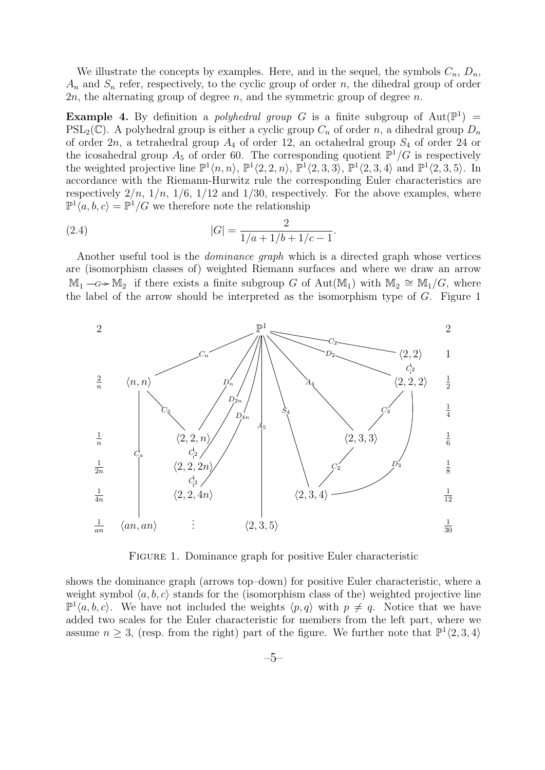We illustrate the concepts by examples. Here, and in the sequel, the symbols $C_n$, $D_n$, $A_n$ and $S_n$ refer, respectively, to the cyclic group of order $n$, the dihedral group of order $2n$, the alternating group of degree $n$, and the symmetric group of degree $n$.

**Example 4.** By definition a *polyhedral group* $G$ is a finite subgroup of $\mathrm{Aut}(\mathbb{P}^1) = \mathrm{PSL}_2(\mathbb{C})$. A polyhedral group is either a cyclic group $C_n$ of order $n$, a dihedral group $D_n$ of order $2n$, a tetrahedral group $A_4$ of order 12, an octahedral group $S_4$ of order 24 or the icosahedral group $A_5$ of order 60. The corresponding quotient $\mathbb{P}^1/G$ is respectively the weighted projective line $\mathbb{P}^1\langle n, n\rangle$, $\mathbb{P}^1\langle 2, 2, n\rangle$, $\mathbb{P}^1\langle 2, 3, 3\rangle$, $\mathbb{P}^1\langle 2, 3, 4\rangle$ and $\mathbb{P}^1\langle 2, 3, 5\rangle$. In accordance with the Riemann-Hurwitz rule the corresponding Euler characteristics are respectively $2/n$, $1/n$, $1/6$, $1/12$ and $1/30$, respectively. For the above examples, where $\mathbb{P}^1\langle a, b, c\rangle = \mathbb{P}^1/G$ we therefore note the relationship

$$|G| = \frac{2}{1/a + 1/b + 1/c - 1}. \tag{2.4}$$

Another useful tool is the *dominance graph* which is a directed graph whose vertices are (isomorphism classes of) weighted Riemann surfaces and where we draw an arrow $\mathbb{M}_1 \xrightarrow{G} \mathbb{M}_2$ if there exists a finite subgroup $G$ of $\mathrm{Aut}(\mathbb{M}_1)$ with $\mathbb{M}_2 \cong \mathbb{M}_1/G$, where the label of the arrow should be interpreted as the isomorphism type of $G$. Figure 1 shows the dominance graph (arrows top–down) for positive Euler characteristic, where a weight symbol $\langle a, b, c\rangle$ stands for the (isomorphism class of the) weighted projective line $\mathbb{P}^1\langle a, b, c\rangle$. We have not included the weights $\langle p, q\rangle$ with $p \neq q$. Notice that we have added two scales for the Euler characteristic for members from the left part, where we assume $n \geq 3$, (resp. from the right) part of the figure. We further note that $\mathbb{P}^1\langle 2, 3, 4\rangle$

Figure 1. Dominance graph for positive Euler characteristic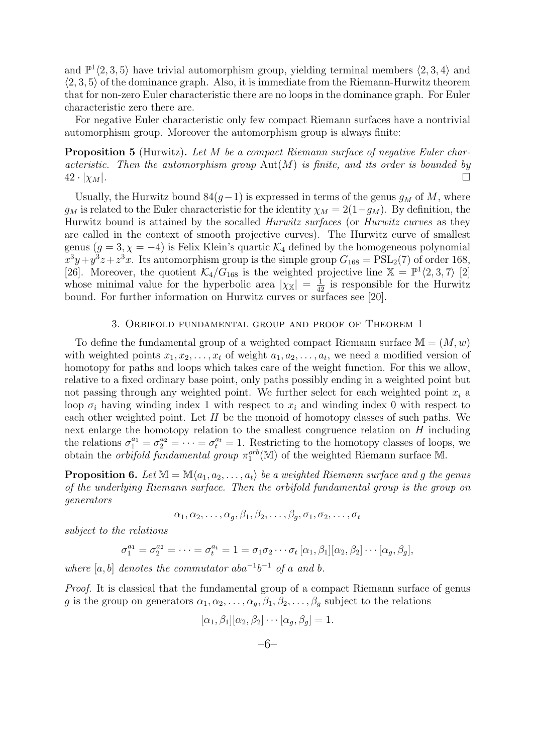and $\mathbb{P}^1\langle 2,3,5\rangle$ have trivial automorphism group, yielding terminal members $\langle 2,3,4\rangle$ and $\langle 2,3,5\rangle$ of the dominance graph. Also, it is immediate from the Riemann-Hurwitz theorem that for non-zero Euler characteristic there are no loops in the dominance graph. For Euler characteristic zero there are.

For negative Euler characteristic only few compact Riemann surfaces have a nontrivial automorphism group. Moreover the automorphism group is always finite:

**Proposition 5** (Hurwitz)**.** *Let $M$ be a compact Riemann surface of negative Euler characteristic. Then the automorphism group $\mathrm{Aut}(M)$ is finite, and its order is bounded by $42 \cdot |\chi_M|$.* □

Usually, the Hurwitz bound $84(g-1)$ is expressed in terms of the genus $g_M$ of $M$, where $g_M$ is related to the Euler characteristic for the identity $\chi_M = 2(1-g_M)$. By definition, the Hurwitz bound is attained by the socalled *Hurwitz surfaces* (or *Hurwitz curves* as they are called in the context of smooth projective curves). The Hurwitz curve of smallest genus ($g=3, \chi=-4$) is Felix Klein's quartic $\mathcal{K}_4$ defined by the homogeneous polynomial $x^3y+y^3z+z^3x$. Its automorphism group is the simple group $G_{168} = \mathrm{PSL}_2(7)$ of order 168, [26]. Moreover, the quotient $\mathcal{K}_4/G_{168}$ is the weighted projective line $\mathbb{X} = \mathbb{P}^1\langle 2,3,7\rangle$ [2] whose minimal value for the hyperbolic area $|\chi_{\mathbb{X}}| = \frac{1}{42}$ is responsible for the Hurwitz bound. For further information on Hurwitz curves or surfaces see [20].

## 3. Orbifold fundamental group and proof of Theorem 1

To define the fundamental group of a weighted compact Riemann surface $\mathbb{M} = (M, w)$ with weighted points $x_1, x_2, \ldots, x_t$ of weight $a_1, a_2, \ldots, a_t$, we need a modified version of homotopy for paths and loops which takes care of the weight function. For this we allow, relative to a fixed ordinary base point, only paths possibly ending in a weighted point but not passing through any weighted point. We further select for each weighted point $x_i$ a loop $\sigma_i$ having winding index 1 with respect to $x_i$ and winding index 0 with respect to each other weighted point. Let $H$ be the monoid of homotopy classes of such paths. We next enlarge the homotopy relation to the smallest congruence relation on $H$ including the relations $\sigma_1^{a_1} = \sigma_2^{a_2} = \cdots = \sigma_t^{a_t} = 1$. Restricting to the homotopy classes of loops, we obtain the *orbifold fundamental group* $\pi_1^{orb}(\mathbb{M})$ of the weighted Riemann surface $\mathbb{M}$.

**Proposition 6.** *Let $\mathbb{M} = \mathbb{M}\langle a_1, a_2, \ldots, a_t\rangle$ be a weighted Riemann surface and $g$ the genus of the underlying Riemann surface. Then the orbifold fundamental group is the group on generators*

$$\alpha_1, \alpha_2, \ldots, \alpha_g, \beta_1, \beta_2, \ldots, \beta_g, \sigma_1, \sigma_2, \ldots, \sigma_t$$

*subject to the relations*

$$\sigma_1^{a_1} = \sigma_2^{a_2} = \cdots = \sigma_t^{a_t} = 1 = \sigma_1\sigma_2\cdots\sigma_t\,[\alpha_1,\beta_1][\alpha_2,\beta_2]\cdots[\alpha_g,\beta_g],$$

*where $[a,b]$ denotes the commutator $aba^{-1}b^{-1}$ of $a$ and $b$.*

*Proof.* It is classical that the fundamental group of a compact Riemann surface of genus $g$ is the group on generators $\alpha_1, \alpha_2, \ldots, \alpha_g, \beta_1, \beta_2, \ldots, \beta_g$ subject to the relations

$$[\alpha_1,\beta_1][\alpha_2,\beta_2]\cdots[\alpha_g,\beta_g] = 1.$$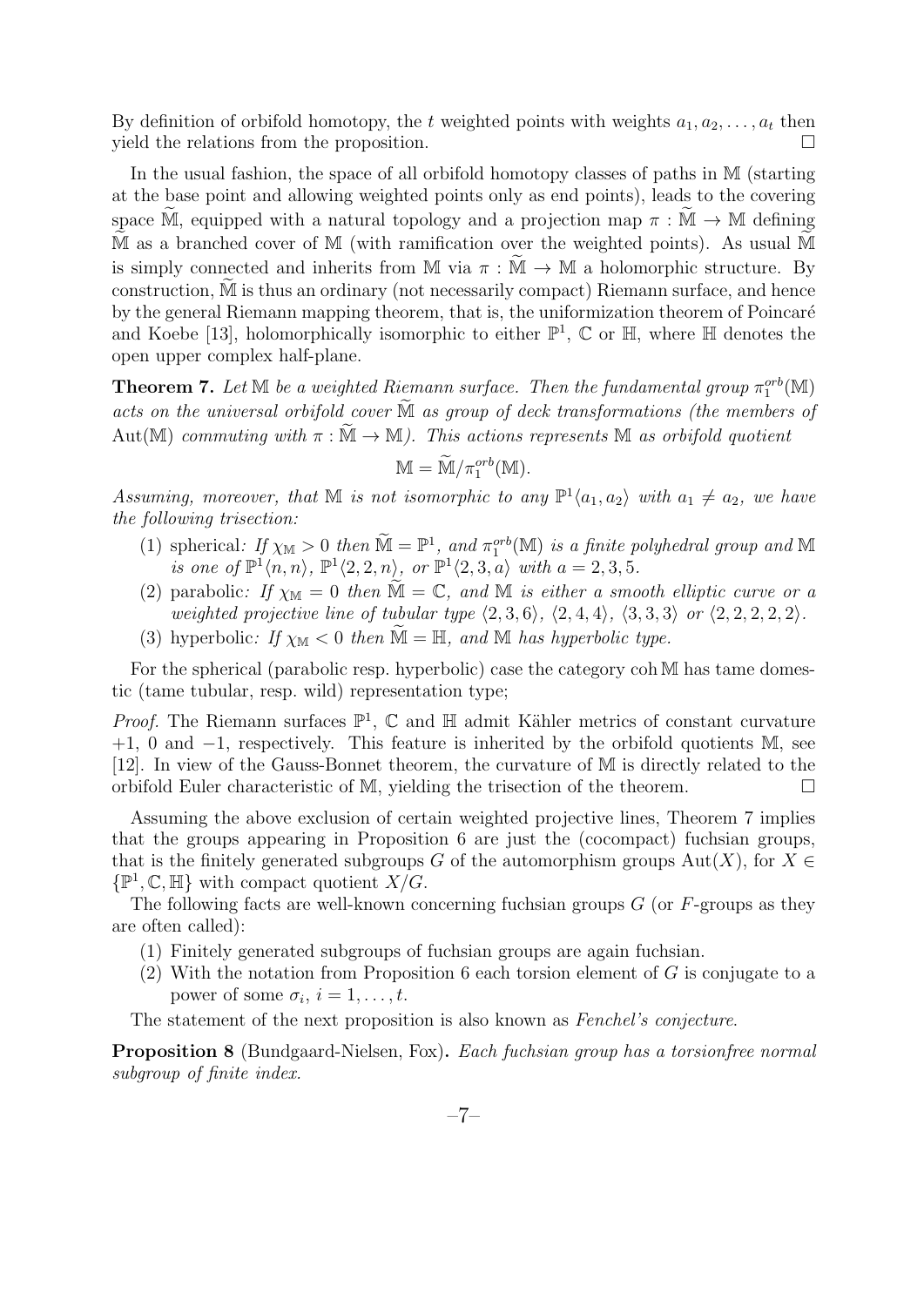By definition of orbifold homotopy, the $t$ weighted points with weights $a_1, a_2, \ldots, a_t$ then yield the relations from the proposition. $\square$

In the usual fashion, the space of all orbifold homotopy classes of paths in $\mathbb{M}$ (starting at the base point and allowing weighted points only as end points), leads to the covering space $\widetilde{\mathbb{M}}$, equipped with a natural topology and a projection map $\pi : \widetilde{\mathbb{M}} \to \mathbb{M}$ defining $\widetilde{\mathbb{M}}$ as a branched cover of $\mathbb{M}$ (with ramification over the weighted points). As usual $\widetilde{\mathbb{M}}$ is simply connected and inherits from $\mathbb{M}$ via $\pi : \widetilde{\mathbb{M}} \to \mathbb{M}$ a holomorphic structure. By construction, $\widetilde{\mathbb{M}}$ is thus an ordinary (not necessarily compact) Riemann surface, and hence by the general Riemann mapping theorem, that is, the uniformization theorem of Poincaré and Koebe [13], holomorphically isomorphic to either $\mathbb{P}^1$, $\mathbb{C}$ or $\mathbb{H}$, where $\mathbb{H}$ denotes the open upper complex half-plane.

**Theorem 7.** *Let $\mathbb{M}$ be a weighted Riemann surface. Then the fundamental group $\pi_1^{orb}(\mathbb{M})$ acts on the universal orbifold cover $\widetilde{\mathbb{M}}$ as group of deck transformations (the members of $\mathrm{Aut}(\mathbb{M})$ commuting with $\pi : \widetilde{\mathbb{M}} \to \mathbb{M}$). This actions represents $\mathbb{M}$ as orbifold quotient*

$$\mathbb{M} = \widetilde{\mathbb{M}}/\pi_1^{orb}(\mathbb{M}).$$

*Assuming, moreover, that $\mathbb{M}$ is not isomorphic to any $\mathbb{P}^1\langle a_1, a_2\rangle$ with $a_1 \neq a_2$, we have the following trisection:*

1. spherical*: If $\chi_{\mathbb{M}} > 0$ then $\widetilde{\mathbb{M}} = \mathbb{P}^1$, and $\pi_1^{orb}(\mathbb{M})$ is a finite polyhedral group and $\mathbb{M}$ is one of $\mathbb{P}^1\langle n, n\rangle$, $\mathbb{P}^1\langle 2, 2, n\rangle$, or $\mathbb{P}^1\langle 2, 3, a\rangle$ with $a = 2, 3, 5$.*
2. parabolic*: If $\chi_{\mathbb{M}} = 0$ then $\widetilde{\mathbb{M}} = \mathbb{C}$, and $\mathbb{M}$ is either a smooth elliptic curve or a weighted projective line of tubular type $\langle 2, 3, 6\rangle$, $\langle 2, 4, 4\rangle$, $\langle 3, 3, 3\rangle$ or $\langle 2, 2, 2, 2\rangle$.*
3. hyperbolic*: If $\chi_{\mathbb{M}} < 0$ then $\widetilde{\mathbb{M}} = \mathbb{H}$, and $\mathbb{M}$ has hyperbolic type.*

For the spherical (parabolic resp. hyperbolic) case the category $\mathrm{coh}\,\mathbb{M}$ has tame domestic (tame tubular, resp. wild) representation type;

*Proof.* The Riemann surfaces $\mathbb{P}^1$, $\mathbb{C}$ and $\mathbb{H}$ admit Kähler metrics of constant curvature $+1$, $0$ and $-1$, respectively. This feature is inherited by the orbifold quotients $\mathbb{M}$, see [12]. In view of the Gauss-Bonnet theorem, the curvature of $\mathbb{M}$ is directly related to the orbifold Euler characteristic of $\mathbb{M}$, yielding the trisection of the theorem. $\square$

Assuming the above exclusion of certain weighted projective lines, Theorem 7 implies that the groups appearing in Proposition 6 are just the (cocompact) fuchsian groups, that is the finitely generated subgroups $G$ of the automorphism groups $\mathrm{Aut}(X)$, for $X \in \{\mathbb{P}^1, \mathbb{C}, \mathbb{H}\}$ with compact quotient $X/G$.

The following facts are well-known concerning fuchsian groups $G$ (or $F$-groups as they are often called):

1. Finitely generated subgroups of fuchsian groups are again fuchsian.
2. With the notation from Proposition 6 each torsion element of $G$ is conjugate to a power of some $\sigma_i$, $i = 1, \ldots, t$.

The statement of the next proposition is also known as *Fenchel's conjecture*.

**Proposition 8** (Bundgaard-Nielsen, Fox)**.** *Each fuchsian group has a torsionfree normal subgroup of finite index.*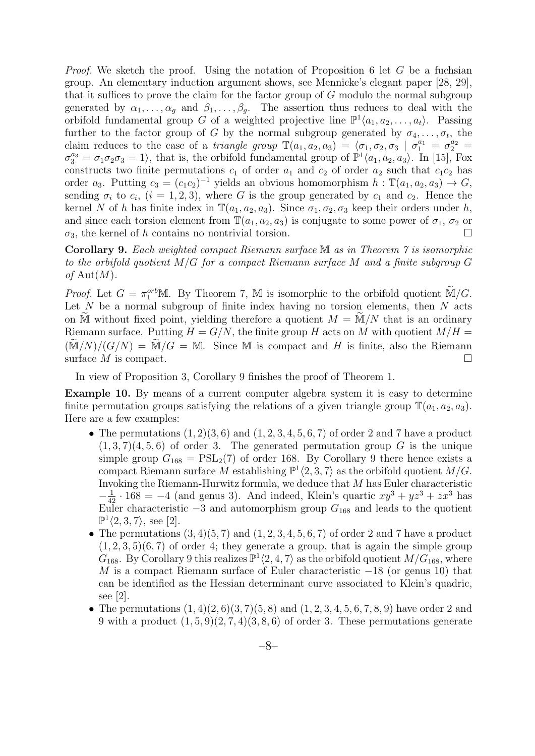*Proof.* We sketch the proof. Using the notation of Proposition 6 let $G$ be a fuchsian group. An elementary induction argument shows, see Mennicke's elegant paper [28, 29], that it suffices to prove the claim for the factor group of $G$ modulo the normal subgroup generated by $\alpha_1, \ldots, \alpha_g$ and $\beta_1, \ldots, \beta_g$. The assertion thus reduces to deal with the orbifold fundamental group $G$ of a weighted projective line $\mathbb{P}^1\langle a_1, a_2, \ldots, a_t\rangle$. Passing further to the factor group of $G$ by the normal subgroup generated by $\sigma_4, \ldots, \sigma_t$, the claim reduces to the case of a *triangle group* $\mathbb{T}(a_1, a_2, a_3) = \langle \sigma_1, \sigma_2, \sigma_3 \mid \sigma_1^{a_1} = \sigma_2^{a_2} = \sigma_3^{a_3} = \sigma_1\sigma_2\sigma_3 = 1\rangle$, that is, the orbifold fundamental group of $\mathbb{P}^1\langle a_1, a_2, a_3\rangle$. In [15], Fox constructs two finite permutations $c_1$ of order $a_1$ and $c_2$ of order $a_2$ such that $c_1c_2$ has order $a_3$. Putting $c_3 = (c_1c_2)^{-1}$ yields an obvious homomorphism $h : \mathbb{T}(a_1, a_2, a_3) \to G$, sending $\sigma_i$ to $c_i$, $(i = 1, 2, 3)$, where $G$ is the group generated by $c_1$ and $c_2$. Hence the kernel $N$ of $h$ has finite index in $\mathbb{T}(a_1, a_2, a_3)$. Since $\sigma_1, \sigma_2, \sigma_3$ keep their orders under $h$, and since each torsion element from $\mathbb{T}(a_1, a_2, a_3)$ is conjugate to some power of $\sigma_1$, $\sigma_2$ or $\sigma_3$, the kernel of $h$ contains no nontrivial torsion. □

**Corollary 9.** *Each weighted compact Riemann surface $\mathbb{M}$ as in Theorem 7 is isomorphic to the orbifold quotient $M/G$ for a compact Riemann surface $M$ and a finite subgroup $G$ of $\mathrm{Aut}(M)$.*

*Proof.* Let $G = \pi_1^{orb}\mathbb{M}$. By Theorem 7, $\mathbb{M}$ is isomorphic to the orbifold quotient $\widetilde{\mathbb{M}}/G$. Let $N$ be a normal subgroup of finite index having no torsion elements, then $N$ acts on $\widetilde{\mathbb{M}}$ without fixed point, yielding therefore a quotient $M = \widetilde{\mathbb{M}}/N$ that is an ordinary Riemann surface. Putting $H = G/N$, the finite group $H$ acts on $M$ with quotient $M/H = (\widetilde{\mathbb{M}}/N)/(G/N) = \widetilde{\mathbb{M}}/G = \mathbb{M}$. Since $\mathbb{M}$ is compact and $H$ is finite, also the Riemann surface $M$ is compact. □

In view of Proposition 3, Corollary 9 finishes the proof of Theorem 1.

**Example 10.** By means of a current computer algebra system it is easy to determine finite permutation groups satisfying the relations of a given triangle group $\mathbb{T}(a_1, a_2, a_3)$. Here are a few examples:

- The permutations $(1, 2)(3, 6)$ and $(1, 2, 3, 4, 5, 6, 7)$ of order 2 and 7 have a product $(1, 3, 7)(4, 5, 6)$ of order 3. The generated permutation group $G$ is the unique simple group $G_{168} = \mathrm{PSL}_2(7)$ of order 168. By Corollary 9 there hence exists a compact Riemann surface $M$ establishing $\mathbb{P}^1\langle 2, 3, 7\rangle$ as the orbifold quotient $M/G$. Invoking the Riemann-Hurwitz formula, we deduce that $M$ has Euler characteristic $-\frac{1}{42} \cdot 168 = -4$ (and genus 3). And indeed, Klein's quartic $xy^3 + yz^3 + zx^3$ has Euler characteristic $-3$ and automorphism group $G_{168}$ and leads to the quotient $\mathbb{P}^1\langle 2, 3, 7\rangle$, see [2].
- The permutations $(3, 4)(5, 7)$ and $(1, 2, 3, 4, 5, 6, 7)$ of order 2 and 7 have a product $(1, 2, 3, 5)(6, 7)$ of order 4; they generate a group, that is again the simple group $G_{168}$. By Corollary 9 this realizes $\mathbb{P}^1\langle 2, 4, 7\rangle$ as the orbifold quotient $M/G_{168}$, where $M$ is a compact Riemann surface of Euler characteristic $-18$ (or genus 10) that can be identified as the Hessian determinant curve associated to Klein's quadric, see [2].
- The permutations $(1, 4)(2, 6)(3, 7)(5, 8)$ and $(1, 2, 3, 4, 5, 6, 7, 8, 9)$ have order 2 and 9 with a product $(1, 5, 9)(2, 7, 4)(3, 8, 6)$ of order 3. These permutations generate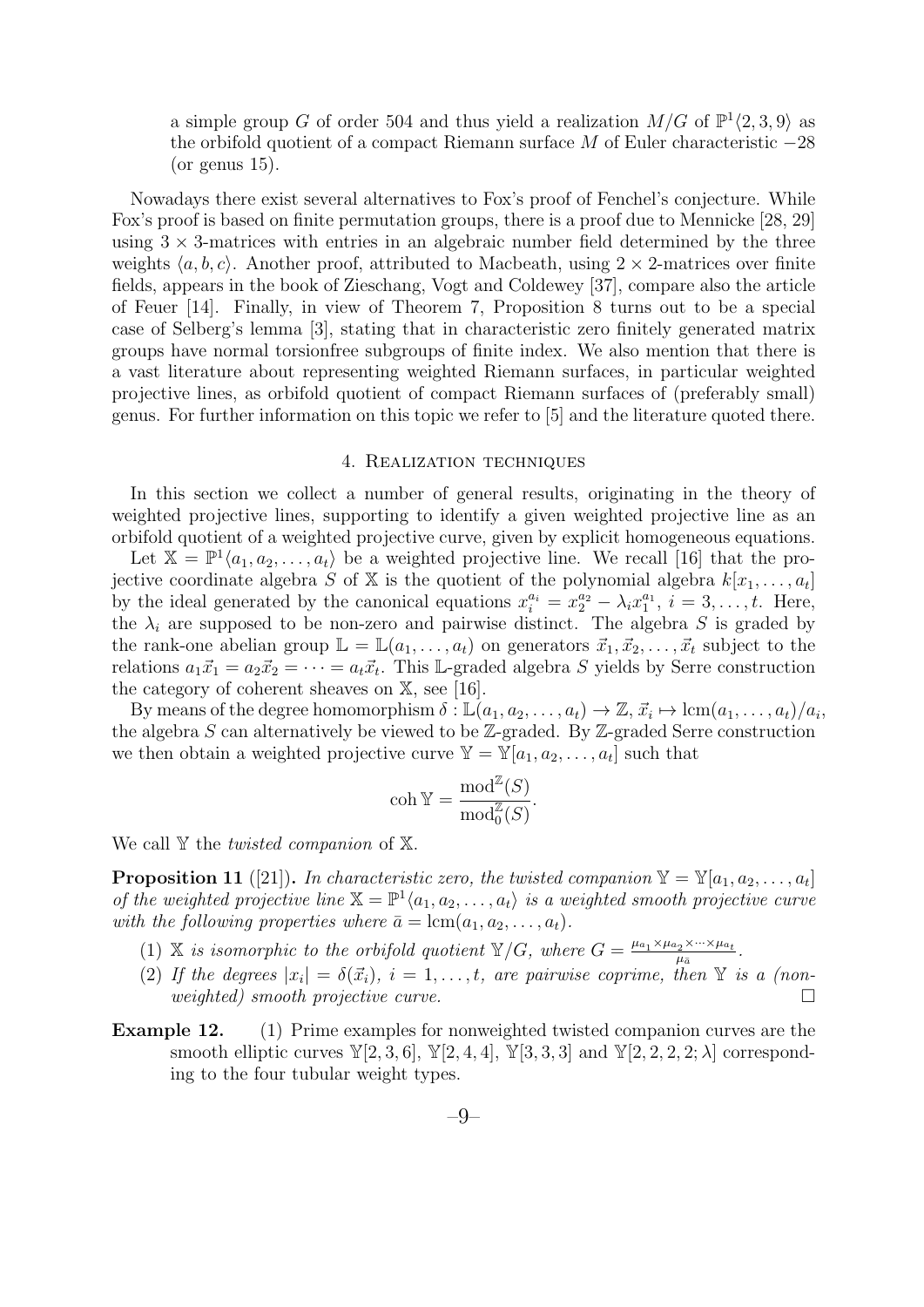a simple group $G$ of order 504 and thus yield a realization $M/G$ of $\mathbb{P}^1\langle 2,3,9\rangle$ as the orbifold quotient of a compact Riemann surface $M$ of Euler characteristic $-28$ (or genus 15).

Nowadays there exist several alternatives to Fox's proof of Fenchel's conjecture. While Fox's proof is based on finite permutation groups, there is a proof due to Mennicke [28, 29] using $3 \times 3$-matrices with entries in an algebraic number field determined by the three weights $\langle a, b, c\rangle$. Another proof, attributed to Macbeath, using $2 \times 2$-matrices over finite fields, appears in the book of Zieschang, Vogt and Coldewey [37], compare also the article of Feuer [14]. Finally, in view of Theorem 7, Proposition 8 turns out to be a special case of Selberg's lemma [3], stating that in characteristic zero finitely generated matrix groups have normal torsionfree subgroups of finite index. We also mention that there is a vast literature about representing weighted Riemann surfaces, in particular weighted projective lines, as orbifold quotient of compact Riemann surfaces of (preferably small) genus. For further information on this topic we refer to [5] and the literature quoted there.

## 4. Realization techniques

In this section we collect a number of general results, originating in the theory of weighted projective lines, supporting to identify a given weighted projective line as an orbifold quotient of a weighted projective curve, given by explicit homogeneous equations.

Let $\mathbb{X} = \mathbb{P}^1\langle a_1, a_2, \ldots, a_t\rangle$ be a weighted projective line. We recall [16] that the projective coordinate algebra $S$ of $\mathbb{X}$ is the quotient of the polynomial algebra $k[x_1, \ldots, x_t]$ by the ideal generated by the canonical equations $x_i^{a_i} = x_2^{a_2} - \lambda_i x_1^{a_1}$, $i = 3, \ldots, t$. Here, the $\lambda_i$ are supposed to be non-zero and pairwise distinct. The algebra $S$ is graded by the rank-one abelian group $\mathbb{L} = \mathbb{L}(a_1, \ldots, a_t)$ on generators $\vec{x}_1, \vec{x}_2, \ldots, \vec{x}_t$ subject to the relations $a_1\vec{x}_1 = a_2\vec{x}_2 = \cdots = a_t\vec{x}_t$. This $\mathbb{L}$-graded algebra $S$ yields by Serre construction the category of coherent sheaves on $\mathbb{X}$, see [16].

By means of the degree homomorphism $\delta : \mathbb{L}(a_1, a_2, \ldots, a_t) \to \mathbb{Z}$, $\vec{x}_i \mapsto \mathrm{lcm}(a_1, \ldots, a_t)/a_i$, the algebra $S$ can alternatively be viewed to be $\mathbb{Z}$-graded. By $\mathbb{Z}$-graded Serre construction we then obtain a weighted projective curve $\mathbb{Y} = \mathbb{Y}[a_1, a_2, \ldots, a_t]$ such that

$$\mathrm{coh}\,\mathbb{Y} = \frac{\mathrm{mod}^{\mathbb{Z}}(S)}{\mathrm{mod}_0^{\mathbb{Z}}(S)}.$$

We call $\mathbb{Y}$ the *twisted companion* of $\mathbb{X}$.

**Proposition 11** ([21]). *In characteristic zero, the twisted companion $\mathbb{Y} = \mathbb{Y}[a_1, a_2, \ldots, a_t]$ of the weighted projective line $\mathbb{X} = \mathbb{P}^1\langle a_1, a_2, \ldots, a_t\rangle$ is a weighted smooth projective curve with the following properties where $\bar{a} = \mathrm{lcm}(a_1, a_2, \ldots, a_t)$.*

1. *$\mathbb{X}$ is isomorphic to the orbifold quotient $\mathbb{Y}/G$, where $G = \frac{\mu_{a_1}\times\mu_{a_2}\times\cdots\times\mu_{a_t}}{\mu_{\bar{a}}}$.*
2. *If the degrees $|x_i| = \delta(\vec{x}_i)$, $i = 1, \ldots, t$, are pairwise coprime, then $\mathbb{Y}$ is a (non-weighted) smooth projective curve.* □

**Example 12.** (1) Prime examples for nonweighted twisted companion curves are the smooth elliptic curves $\mathbb{Y}[2,3,6]$, $\mathbb{Y}[2,4,4]$, $\mathbb{Y}[3,3,3]$ and $\mathbb{Y}[2,2,2,2;\lambda]$ corresponding to the four tubular weight types.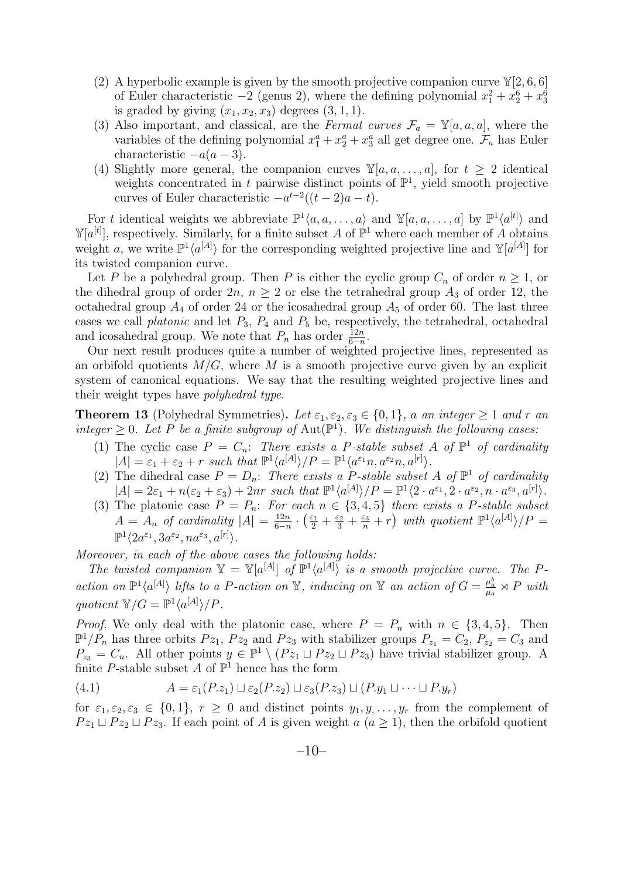(2) A hyperbolic example is given by the smooth projective companion curve $\mathbb{Y}[2,6,6]$ of Euler characteristic $-2$ (genus 2), where the defining polynomial $x_1^2 + x_2^6 + x_3^6$ is graded by giving $(x_1, x_2, x_3)$ degrees $(3,1,1)$.

(3) Also important, and classical, are the *Fermat curves* $\mathcal{F}_a = \mathbb{Y}[a,a,a]$, where the variables of the defining polynomial $x_1^a + x_2^a + x_3^a$ all get degree one. $\mathcal{F}_a$ has Euler characteristic $-a(a-3)$.

(4) Slightly more general, the companion curves $\mathbb{Y}[a,a,\dots,a]$, for $t \geq 2$ identical weights concentrated in $t$ pairwise distinct points of $\mathbb{P}^1$, yield smooth projective curves of Euler characteristic $-a^{t-2}((t-2)a - t)$.

For $t$ identical weights we abbreviate $\mathbb{P}^1\langle a,a,\dots,a\rangle$ and $\mathbb{Y}[a,a,\dots,a]$ by $\mathbb{P}^1\langle a^{[t]}\rangle$ and $\mathbb{Y}[a^{[t]}]$, respectively. Similarly, for a finite subset $A$ of $\mathbb{P}^1$ where each member of $A$ obtains weight $a$, we write $\mathbb{P}^1\langle a^{[A]}\rangle$ for the corresponding weighted projective line and $\mathbb{Y}[a^{[A]}]$ for its twisted companion curve.

Let $P$ be a polyhedral group. Then $P$ is either the cyclic group $C_n$ of order $n \geq 1$, or the dihedral group of order $2n$, $n \geq 2$ or else the tetrahedral group $A_3$ of order 12, the octahedral group $A_4$ of order 24 or the icosahedral group $A_5$ of order 60. The last three cases we call *platonic* and let $P_3$, $P_4$ and $P_5$ be, respectively, the tetrahedral, octahedral and icosahedral group. We note that $P_n$ has order $\frac{12n}{6-n}$.

Our next result produces quite a number of weighted projective lines, represented as an orbifold quotients $M/G$, where $M$ is a smooth projective curve given by an explicit system of canonical equations. We say that the resulting weighted projective lines and their weight types have *polyhedral type*.

**Theorem 13** (Polyhedral Symmetries). *Let $\varepsilon_1, \varepsilon_2, \varepsilon_3 \in \{0,1\}$, $a$ an integer $\geq 1$ and $r$ an integer $\geq 0$. Let $P$ be a finite subgroup of $\operatorname{Aut}(\mathbb{P}^1)$. We distinguish the following cases:*

*(1) The cyclic case $P = C_n$: There exists a $P$-stable subset $A$ of $\mathbb{P}^1$ of cardinality $|A| = \varepsilon_1 + \varepsilon_2 + r$ such that $\mathbb{P}^1\langle a^{[A]}\rangle/P = \mathbb{P}^1\langle a^{\varepsilon_1}n, a^{\varepsilon_2}n, a^{[r]}\rangle$.*

*(2) The dihedral case $P = D_n$: There exists a $P$-stable subset $A$ of $\mathbb{P}^1$ of cardinality $|A| = 2\varepsilon_1 + n(\varepsilon_2 + \varepsilon_3) + 2nr$ such that $\mathbb{P}^1\langle a^{[A]}\rangle/P = \mathbb{P}^1\langle 2\cdot a^{\varepsilon_1}, 2\cdot a^{\varepsilon_2}, n\cdot a^{\varepsilon_3}, a^{[r]}\rangle$.*

*(3) The platonic case $P = P_n$: For each $n \in \{3,4,5\}$ there exists a $P$-stable subset $A = A_n$ of cardinality $|A| = \frac{12n}{6-n}\cdot\left(\frac{\varepsilon_1}{2} + \frac{\varepsilon_2}{3} + \frac{\varepsilon_3}{n} + r\right)$ with quotient $\mathbb{P}^1\langle a^{[A]}\rangle/P = \mathbb{P}^1\langle 2a^{\varepsilon_1}, 3a^{\varepsilon_2}, na^{\varepsilon_3}, a^{[r]}\rangle$.*

*Moreover, in each of the above cases the following holds:*

*The twisted companion $\mathbb{Y} = \mathbb{Y}[a^{[A]}]$ of $\mathbb{P}^1\langle a^{[A]}\rangle$ is a smooth projective curve. The $P$-action on $\mathbb{P}^1\langle a^{[A]}\rangle$ lifts to a $P$-action on $\mathbb{Y}$, inducing on $\mathbb{Y}$ an action of $G = \frac{\mu_a^b}{\mu_a} \rtimes P$ with quotient $\mathbb{Y}/G = \mathbb{P}^1\langle a^{[A]}\rangle/P$.*

*Proof.* We only deal with the platonic case, where $P = P_n$ with $n \in \{3,4,5\}$. Then $\mathbb{P}^1/P_n$ has three orbits $Pz_1$, $Pz_2$ and $Pz_3$ with stabilizer groups $P_{z_1} = C_2$, $P_{z_2} = C_3$ and $P_{z_3} = C_n$. All other points $y \in \mathbb{P}^1 \setminus (Pz_1 \sqcup Pz_2 \sqcup Pz_3)$ have trivial stabilizer group. A finite $P$-stable subset $A$ of $\mathbb{P}^1$ hence has the form

$$A = \varepsilon_1(P.z_1) \sqcup \varepsilon_2(P.z_2) \sqcup \varepsilon_3(P.z_3) \sqcup (P.y_1 \sqcup \cdots \sqcup P.y_r) \tag{4.1}$$

for $\varepsilon_1, \varepsilon_2, \varepsilon_3 \in \{0,1\}$, $r \geq 0$ and distinct points $y_1, y_, \dots, y_r$ from the complement of $Pz_1 \sqcup Pz_2 \sqcup Pz_3$. If each point of $A$ is given weight $a$ ($a \geq 1$), then the orbifold quotient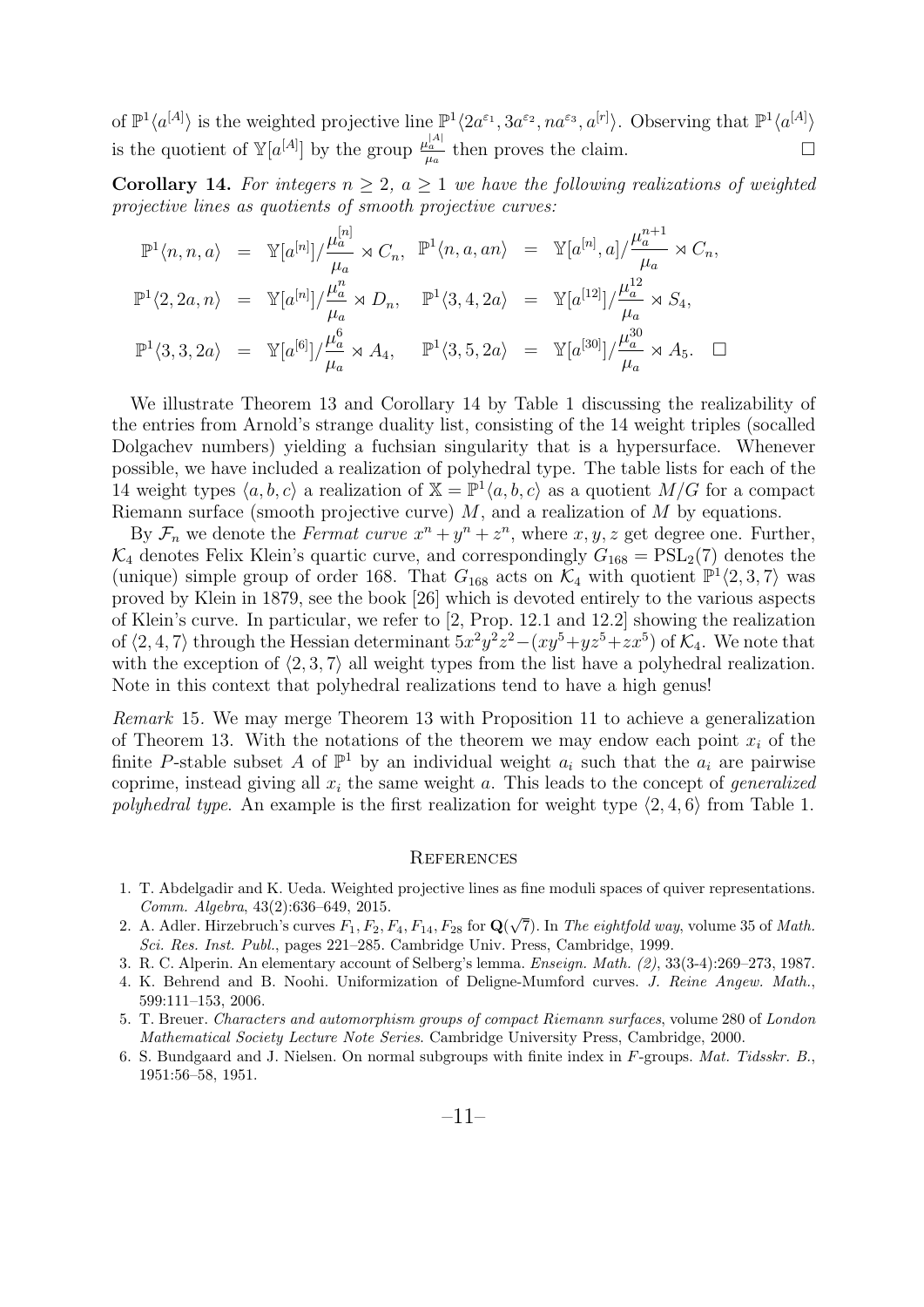of $\mathbb{P}^1\langle a^{[A]}\rangle$ is the weighted projective line $\mathbb{P}^1\langle 2a^{\varepsilon_1}, 3a^{\varepsilon_2}, na^{\varepsilon_3}, a^{[r]}\rangle$. Observing that $\mathbb{P}^1\langle a^{[A]}\rangle$ is the quotient of $\mathbb{Y}[a^{[A]}]$ by the group $\frac{\mu_a^{|A|}}{\mu_a}$ then proves the claim. $\square$

**Corollary 14.** *For integers $n \geq 2$, $a \geq 1$ we have the following realizations of weighted projective lines as quotients of smooth projective curves:*

$$
\begin{array}{llll}
\mathbb{P}^1\langle n,n,a\rangle = \mathbb{Y}[a^{[n]}]/\dfrac{\mu_a^{[n]}}{\mu_a} \rtimes C_n, & \mathbb{P}^1\langle n,a,an\rangle = \mathbb{Y}[a^{[n]},a]/\dfrac{\mu_a^{n+1}}{\mu_a} \rtimes C_n, \\
\mathbb{P}^1\langle 2,2a,n\rangle = \mathbb{Y}[a^{[n]}]/\dfrac{\mu_a^{n}}{\mu_a} \rtimes D_n, & \mathbb{P}^1\langle 3,4,2a\rangle = \mathbb{Y}[a^{[12]}]/\dfrac{\mu_a^{12}}{\mu_a} \rtimes S_4, \\
\mathbb{P}^1\langle 3,3,2a\rangle = \mathbb{Y}[a^{[6]}]/\dfrac{\mu_a^{6}}{\mu_a} \rtimes A_4, & \mathbb{P}^1\langle 3,5,2a\rangle = \mathbb{Y}[a^{[30]}]/\dfrac{\mu_a^{30}}{\mu_a} \rtimes A_5. \quad \square
\end{array}
$$

We illustrate Theorem 13 and Corollary 14 by Table 1 discussing the realizability of the entries from Arnold's strange duality list, consisting of the 14 weight triples (socalled Dolgachev numbers) yielding a fuchsian singularity that is a hypersurface. Whenever possible, we have included a realization of polyhedral type. The table lists for each of the 14 weight types $\langle a,b,c\rangle$ a realization of $\mathbb{X} = \mathbb{P}^1\langle a,b,c\rangle$ as a quotient $M/G$ for a compact Riemann surface (smooth projective curve) $M$, and a realization of $M$ by equations.

By $\mathcal{F}_n$ we denote the *Fermat curve* $x^n + y^n + z^n$, where $x, y, z$ get degree one. Further, $\mathcal{K}_4$ denotes Felix Klein's quartic curve, and correspondingly $G_{168} = \mathrm{PSL}_2(7)$ denotes the (unique) simple group of order 168. That $G_{168}$ acts on $\mathcal{K}_4$ with quotient $\mathbb{P}^1\langle 2,3,7\rangle$ was proved by Klein in 1879, see the book [26] which is devoted entirely to the various aspects of Klein's curve. In particular, we refer to [2, Prop. 12.1 and 12.2] showing the realization of $\langle 2,4,7\rangle$ through the Hessian determinant $5x^2y^2z^2 - (xy^5 + yz^5 + zx^5)$ of $\mathcal{K}_4$. We note that with the exception of $\langle 2,3,7\rangle$ all weight types from the list have a polyhedral realization. Note in this context that polyhedral realizations tend to have a high genus!

*Remark* 15. We may merge Theorem 13 with Proposition 11 to achieve a generalization of Theorem 13. With the notations of the theorem we may endow each point $x_i$ of the finite $P$-stable subset $A$ of $\mathbb{P}^1$ by an individual weight $a_i$ such that the $a_i$ are pairwise coprime, instead giving all $x_i$ the same weight $a$. This leads to the concept of *generalized polyhedral type*. An example is the first realization for weight type $\langle 2,4,6\rangle$ from Table 1.

## References

1. T. Abdelgadir and K. Ueda. Weighted projective lines as fine moduli spaces of quiver representations. *Comm. Algebra*, 43(2):636–649, 2015.
2. A. Adler. Hirzebruch's curves $F_1, F_2, F_4, F_{14}, F_{28}$ for $\mathbf{Q}(\sqrt{7})$. In *The eightfold way*, volume 35 of *Math. Sci. Res. Inst. Publ.*, pages 221–285. Cambridge Univ. Press, Cambridge, 1999.
3. R. C. Alperin. An elementary account of Selberg's lemma. *Enseign. Math. (2)*, 33(3-4):269–273, 1987.
4. K. Behrend and B. Noohi. Uniformization of Deligne-Mumford curves. *J. Reine Angew. Math.*, 599:111–153, 2006.
5. T. Breuer. *Characters and automorphism groups of compact Riemann surfaces*, volume 280 of *London Mathematical Society Lecture Note Series*. Cambridge University Press, Cambridge, 2000.
6. S. Bundgaard and J. Nielsen. On normal subgroups with finite index in $F$-groups. *Mat. Tidsskr. B.*, 1951:56–58, 1951.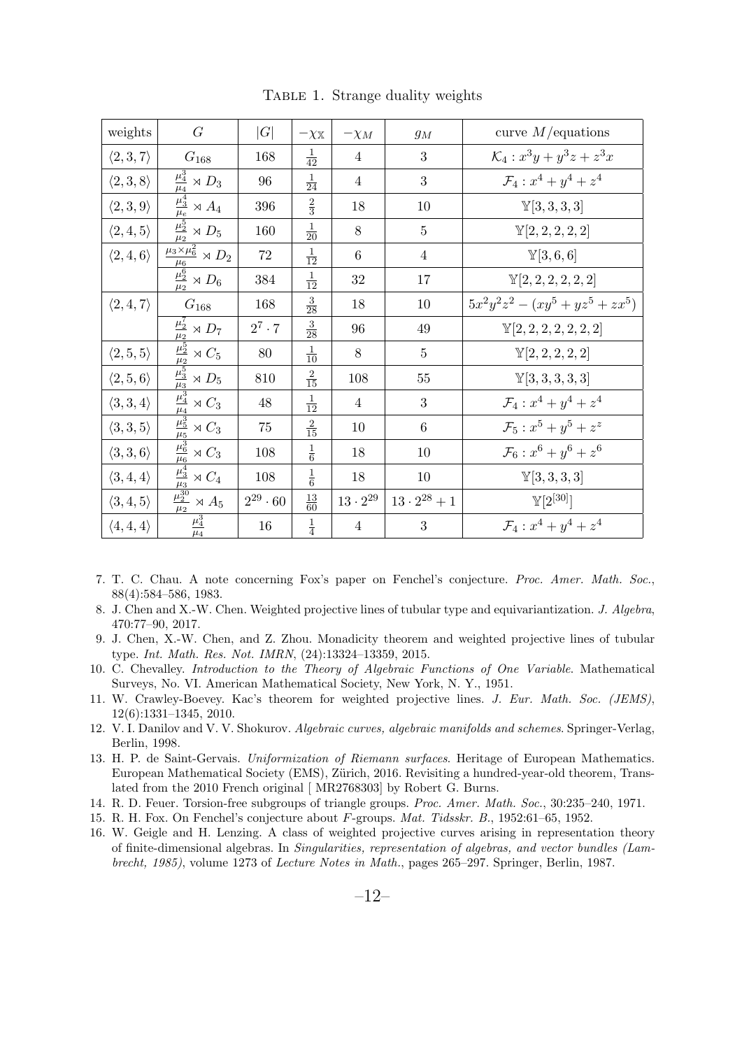Table 1. Strange duality weights

| weights | $G$ | $\|G\|$ | $-\chi_{\mathbb{X}}$ | $-\chi_M$ | $g_M$ | curve $M$/equations |
|---|---|---|---|---|---|---|
| $\langle 2,3,7\rangle$ | $G_{168}$ | 168 | $\frac{1}{42}$ | 4 | 3 | $\mathcal{K}_4 : x^3y + y^3z + z^3x$ |
| $\langle 2,3,8\rangle$ | $\frac{\mu_4^3}{\mu_4} \rtimes D_3$ | 96 | $\frac{1}{24}$ | 4 | 3 | $\mathcal{F}_4 : x^4 + y^4 + z^4$ |
| $\langle 2,3,9\rangle$ | $\frac{\mu_3^4}{\mu_e} \rtimes A_4$ | 396 | $\frac{2}{3}$ | 18 | 10 | $\mathbb{Y}[3,3,3,3]$ |
| $\langle 2,4,5\rangle$ | $\frac{\mu_2^5}{\mu_2} \rtimes D_5$ | 160 | $\frac{1}{20}$ | 8 | 5 | $\mathbb{Y}[2,2,2,2,2]$ |
| $\langle 2,4,6\rangle$ | $\frac{\mu_3 \times \mu_6^2}{\mu_6} \rtimes D_2$ | 72 | $\frac{1}{12}$ | 6 | 4 | $\mathbb{Y}[3,6,6]$ |
| | $\frac{\mu_2^6}{\mu_2} \rtimes D_6$ | 384 | $\frac{1}{12}$ | 32 | 17 | $\mathbb{Y}[2,2,2,2,2,2]$ |
| $\langle 2,4,7\rangle$ | $G_{168}$ | 168 | $\frac{3}{28}$ | 18 | 10 | $5x^2y^2z^2 - (xy^5 + yz^5 + zx^5)$ |
| | $\frac{\mu_2^7}{\mu_2} \rtimes D_7$ | $2^7 \cdot 7$ | $\frac{3}{28}$ | 96 | 49 | $\mathbb{Y}[2,2,2,2,2,2,2]$ |
| $\langle 2,5,5\rangle$ | $\frac{\mu_2^5}{\mu_2} \rtimes C_5$ | 80 | $\frac{1}{10}$ | 8 | 5 | $\mathbb{Y}[2,2,2,2,2]$ |
| $\langle 2,5,6\rangle$ | $\frac{\mu_3^5}{\mu_3} \rtimes D_5$ | 810 | $\frac{2}{15}$ | 108 | 55 | $\mathbb{Y}[3,3,3,3,3]$ |
| $\langle 3,3,4\rangle$ | $\frac{\mu_4^3}{\mu_4} \rtimes C_3$ | 48 | $\frac{1}{12}$ | 4 | 3 | $\mathcal{F}_4 : x^4 + y^4 + z^4$ |
| $\langle 3,3,5\rangle$ | $\frac{\mu_5^3}{\mu_5} \rtimes C_3$ | 75 | $\frac{2}{15}$ | 10 | 6 | $\mathcal{F}_5 : x^5 + y^5 + z^z$ |
| $\langle 3,3,6\rangle$ | $\frac{\mu_6^3}{\mu_6} \rtimes C_3$ | 108 | $\frac{1}{6}$ | 18 | 10 | $\mathcal{F}_6 : x^6 + y^6 + z^6$ |
| $\langle 3,4,4\rangle$ | $\frac{\mu_3^4}{\mu_3} \rtimes C_4$ | 108 | $\frac{1}{6}$ | 18 | 10 | $\mathbb{Y}[3,3,3,3]$ |
| $\langle 3,4,5\rangle$ | $\frac{\mu_2^{30}}{\mu_2} \rtimes A_5$ | $2^{29} \cdot 60$ | $\frac{13}{60}$ | $13 \cdot 2^{29}$ | $13 \cdot 2^{28} + 1$ | $\mathbb{Y}[2^{[30]}]$ |
| $\langle 4,4,4\rangle$ | $\frac{\mu_4^3}{\mu_4}$ | 16 | $\frac{1}{4}$ | 4 | 3 | $\mathcal{F}_4 : x^4 + y^4 + z^4$ |

7. T. C. Chau. A note concerning Fox's paper on Fenchel's conjecture. *Proc. Amer. Math. Soc.*, 88(4):584–586, 1983.
8. J. Chen and X.-W. Chen. Weighted projective lines of tubular type and equivariantization. *J. Algebra*, 470:77–90, 2017.
9. J. Chen, X.-W. Chen, and Z. Zhou. Monadicity theorem and weighted projective lines of tubular type. *Int. Math. Res. Not. IMRN*, (24):13324–13359, 2015.
10. C. Chevalley. *Introduction to the Theory of Algebraic Functions of One Variable*. Mathematical Surveys, No. VI. American Mathematical Society, New York, N. Y., 1951.
11. W. Crawley-Boevey. Kac's theorem for weighted projective lines. *J. Eur. Math. Soc. (JEMS)*, 12(6):1331–1345, 2010.
12. V. I. Danilov and V. V. Shokurov. *Algebraic curves, algebraic manifolds and schemes*. Springer-Verlag, Berlin, 1998.
13. H. P. de Saint-Gervais. *Uniformization of Riemann surfaces*. Heritage of European Mathematics. European Mathematical Society (EMS), Zürich, 2016. Revisiting a hundred-year-old theorem, Translated from the 2010 French original [ MR2768303] by Robert G. Burns.
14. R. D. Feuer. Torsion-free subgroups of triangle groups. *Proc. Amer. Math. Soc.*, 30:235–240, 1971.
15. R. H. Fox. On Fenchel's conjecture about $F$-groups. *Mat. Tidsskr. B.*, 1952:61–65, 1952.
16. W. Geigle and H. Lenzing. A class of weighted projective curves arising in representation theory of finite-dimensional algebras. In *Singularities, representation of algebras, and vector bundles (Lambrecht, 1985)*, volume 1273 of *Lecture Notes in Math.*, pages 265–297. Springer, Berlin, 1987.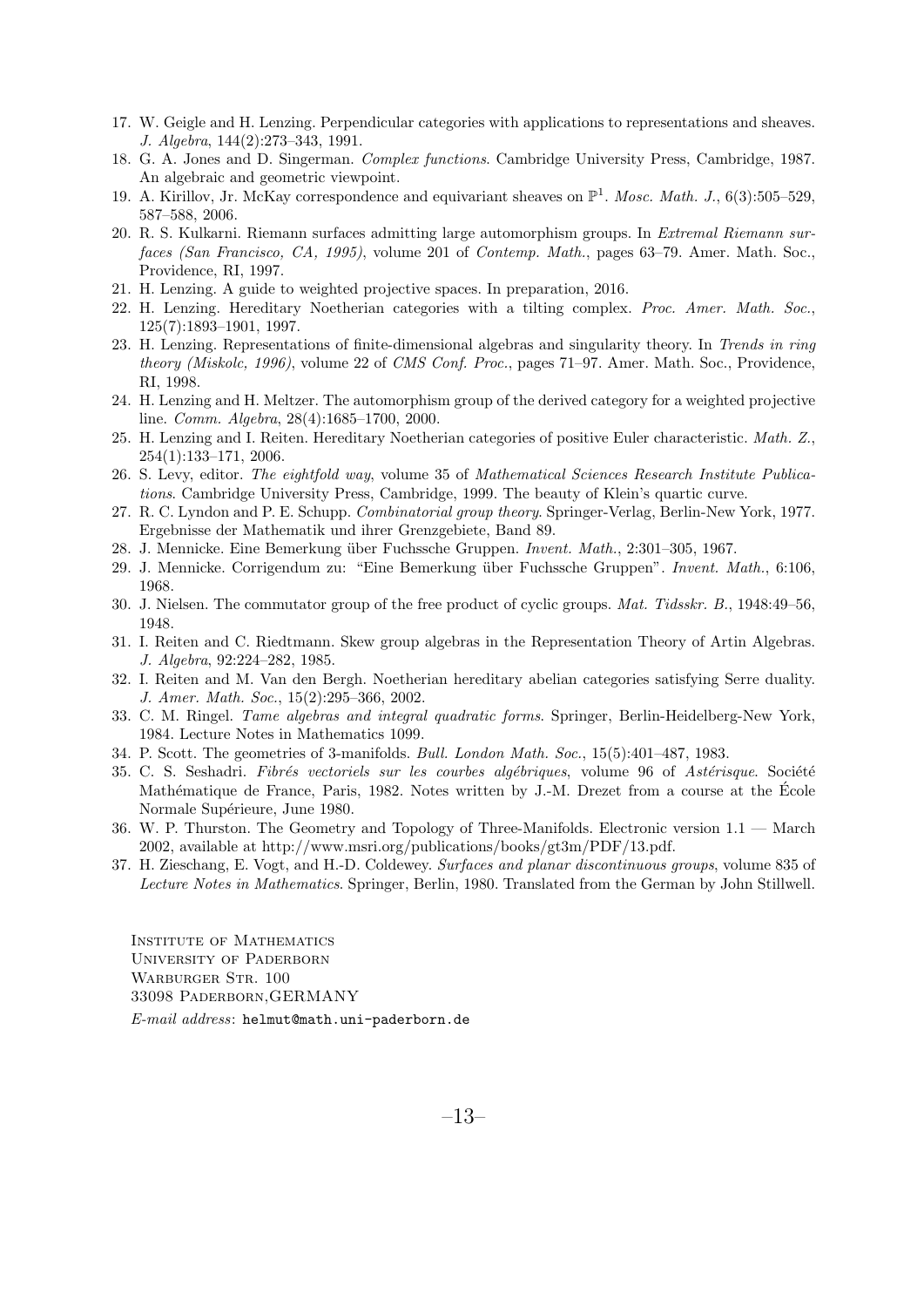17. W. Geigle and H. Lenzing. Perpendicular categories with applications to representations and sheaves. *J. Algebra*, 144(2):273–343, 1991.
18. G. A. Jones and D. Singerman. *Complex functions*. Cambridge University Press, Cambridge, 1987. An algebraic and geometric viewpoint.
19. A. Kirillov, Jr. McKay correspondence and equivariant sheaves on $\mathbb{P}^1$. *Mosc. Math. J.*, 6(3):505–529, 587–588, 2006.
20. R. S. Kulkarni. Riemann surfaces admitting large automorphism groups. In *Extremal Riemann surfaces (San Francisco, CA, 1995)*, volume 201 of *Contemp. Math.*, pages 63–79. Amer. Math. Soc., Providence, RI, 1997.
21. H. Lenzing. A guide to weighted projective spaces. In preparation, 2016.
22. H. Lenzing. Hereditary Noetherian categories with a tilting complex. *Proc. Amer. Math. Soc.*, 125(7):1893–1901, 1997.
23. H. Lenzing. Representations of finite-dimensional algebras and singularity theory. In *Trends in ring theory (Miskolc, 1996)*, volume 22 of *CMS Conf. Proc.*, pages 71–97. Amer. Math. Soc., Providence, RI, 1998.
24. H. Lenzing and H. Meltzer. The automorphism group of the derived category for a weighted projective line. *Comm. Algebra*, 28(4):1685–1700, 2000.
25. H. Lenzing and I. Reiten. Hereditary Noetherian categories of positive Euler characteristic. *Math. Z.*, 254(1):133–171, 2006.
26. S. Levy, editor. *The eightfold way*, volume 35 of *Mathematical Sciences Research Institute Publications*. Cambridge University Press, Cambridge, 1999. The beauty of Klein's quartic curve.
27. R. C. Lyndon and P. E. Schupp. *Combinatorial group theory*. Springer-Verlag, Berlin-New York, 1977. Ergebnisse der Mathematik und ihrer Grenzgebiete, Band 89.
28. J. Mennicke. Eine Bemerkung über Fuchssche Gruppen. *Invent. Math.*, 2:301–305, 1967.
29. J. Mennicke. Corrigendum zu: "Eine Bemerkung über Fuchssche Gruppen". *Invent. Math.*, 6:106, 1968.
30. J. Nielsen. The commutator group of the free product of cyclic groups. *Mat. Tidsskr. B.*, 1948:49–56, 1948.
31. I. Reiten and C. Riedtmann. Skew group algebras in the Representation Theory of Artin Algebras. *J. Algebra*, 92:224–282, 1985.
32. I. Reiten and M. Van den Bergh. Noetherian hereditary abelian categories satisfying Serre duality. *J. Amer. Math. Soc.*, 15(2):295–366, 2002.
33. C. M. Ringel. *Tame algebras and integral quadratic forms*. Springer, Berlin-Heidelberg-New York, 1984. Lecture Notes in Mathematics 1099.
34. P. Scott. The geometries of 3-manifolds. *Bull. London Math. Soc.*, 15(5):401–487, 1983.
35. C. S. Seshadri. *Fibrés vectoriels sur les courbes algébriques*, volume 96 of *Astérisque*. Société Mathématique de France, Paris, 1982. Notes written by J.-M. Drezet from a course at the École Normale Supérieure, June 1980.
36. W. P. Thurston. The Geometry and Topology of Three-Manifolds. Electronic version 1.1 — March 2002, available at http://www.msri.org/publications/books/gt3m/PDF/13.pdf.
37. H. Zieschang, E. Vogt, and H.-D. Coldewey. *Surfaces and planar discontinuous groups*, volume 835 of *Lecture Notes in Mathematics*. Springer, Berlin, 1980. Translated from the German by John Stillwell.

Institute of Mathematics
University of Paderborn
Warburger Str. 100
33098 Paderborn, GERMANY

*E-mail address*: helmut@math.uni-paderborn.de